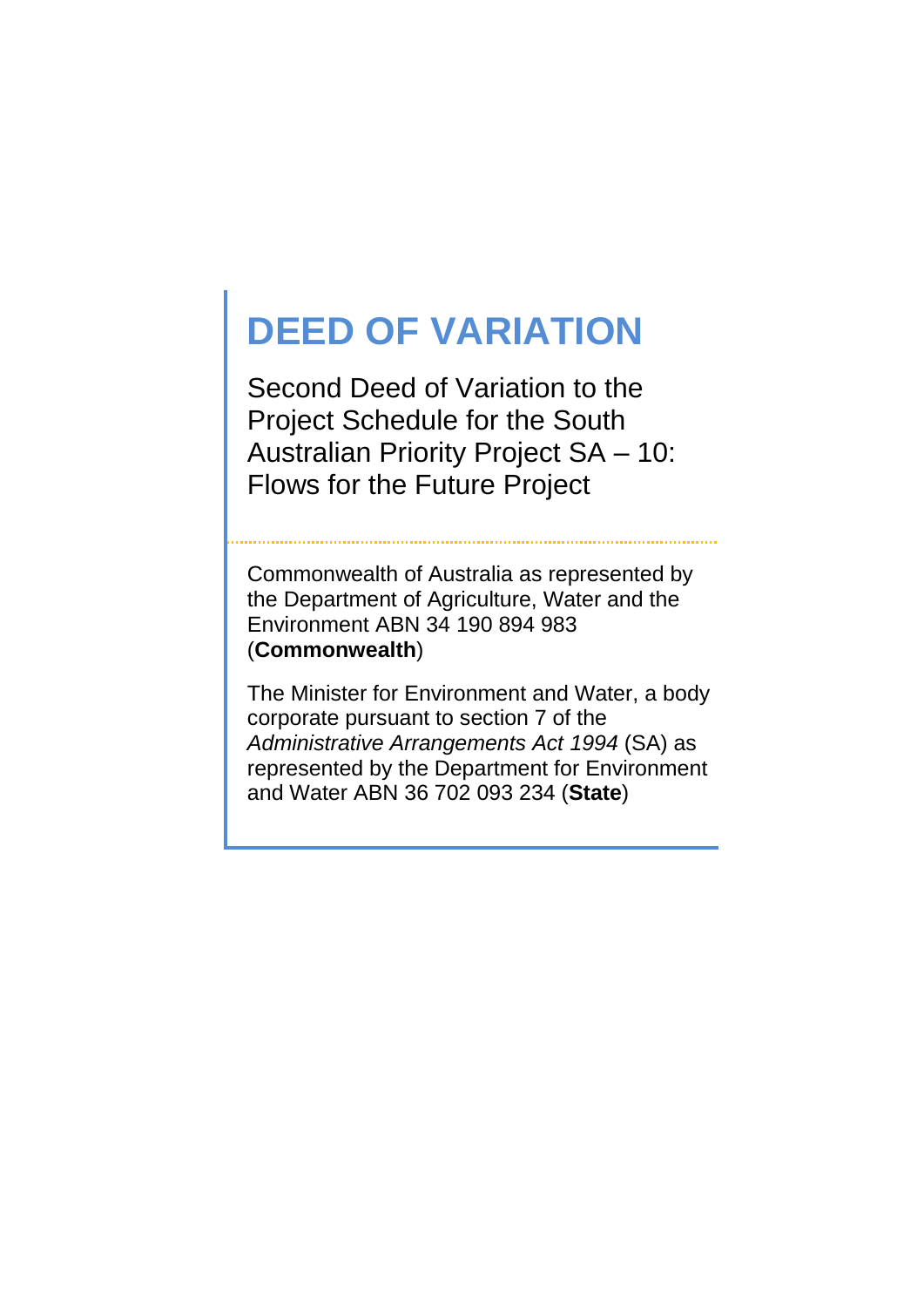# DEED OF VARIATION

Second Deed of Variation to the Project Schedule for the South Australian Priority Project SA – 10: Flows for the Future Project

Commonwealth of Australia as represented by the Department of Agriculture, Water and the Environment ABN 34 190 894 983 (**Commonwealth**)

The Minister for Environment and Water, a body corporate pursuant to section 7 of the *Administrative Arrangements Act 1994* (SA) as represented by the Department for Environment and Water ABN 36 702 093 234 (**State**)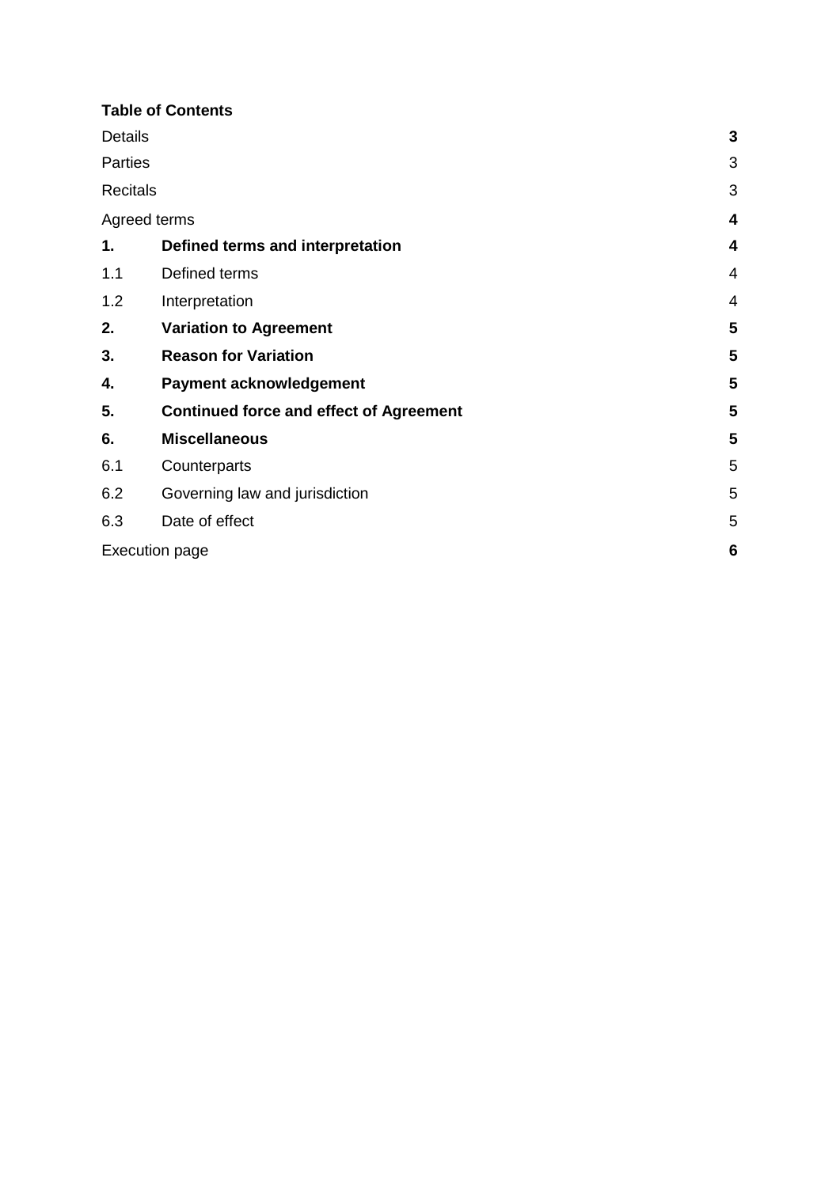**Table of Contents**

| | | |
|---|---|---|
| Details | | **3** |
| Parties | | 3 |
| Recitals | | 3 |
| Agreed terms | | **4** |
| **1.** | **Defined terms and interpretation** | **4** |
| 1.1 | Defined terms | 4 |
| 1.2 | Interpretation | 4 |
| **2.** | **Variation to Agreement** | **5** |
| **3.** | **Reason for Variation** | **5** |
| **4.** | **Payment acknowledgement** | **5** |
| **5.** | **Continued force and effect of Agreement** | **5** |
| **6.** | **Miscellaneous** | **5** |
| 6.1 | Counterparts | 5 |
| 6.2 | Governing law and jurisdiction | 5 |
| 6.3 | Date of effect | 5 |
| Execution page | | **6** |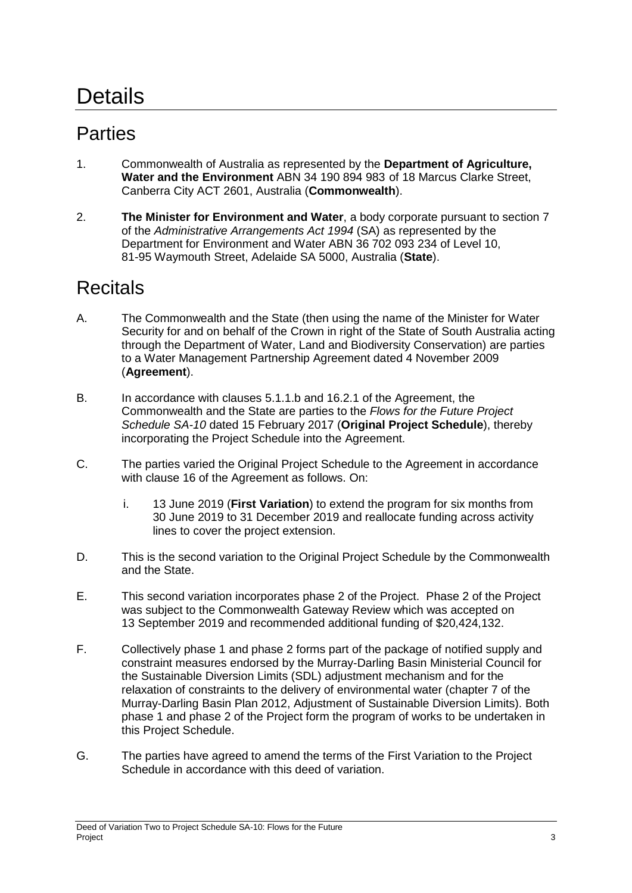# Details

## Parties

1. Commonwealth of Australia as represented by the **Department of Agriculture, Water and the Environment** ABN 34 190 894 983 of 18 Marcus Clarke Street, Canberra City ACT 2601, Australia (**Commonwealth**).

2. **The Minister for Environment and Water**, a body corporate pursuant to section 7 of the *Administrative Arrangements Act 1994* (SA) as represented by the Department for Environment and Water ABN 36 702 093 234 of Level 10, 81-95 Waymouth Street, Adelaide SA 5000, Australia (**State**).

## Recitals

A. The Commonwealth and the State (then using the name of the Minister for Water Security for and on behalf of the Crown in right of the State of South Australia acting through the Department of Water, Land and Biodiversity Conservation) are parties to a Water Management Partnership Agreement dated 4 November 2009 (**Agreement**).

B. In accordance with clauses 5.1.1.b and 16.2.1 of the Agreement, the Commonwealth and the State are parties to the *Flows for the Future Project Schedule SA-10* dated 15 February 2017 (**Original Project Schedule**), thereby incorporating the Project Schedule into the Agreement.

C. The parties varied the Original Project Schedule to the Agreement in accordance with clause 16 of the Agreement as follows. On:

   i. 13 June 2019 (**First Variation**) to extend the program for six months from 30 June 2019 to 31 December 2019 and reallocate funding across activity lines to cover the project extension.

D. This is the second variation to the Original Project Schedule by the Commonwealth and the State.

E. This second variation incorporates phase 2 of the Project. Phase 2 of the Project was subject to the Commonwealth Gateway Review which was accepted on 13 September 2019 and recommended additional funding of $20,424,132.

F. Collectively phase 1 and phase 2 forms part of the package of notified supply and constraint measures endorsed by the Murray-Darling Basin Ministerial Council for the Sustainable Diversion Limits (SDL) adjustment mechanism and for the relaxation of constraints to the delivery of environmental water (chapter 7 of the Murray-Darling Basin Plan 2012, Adjustment of Sustainable Diversion Limits). Both phase 1 and phase 2 of the Project form the program of works to be undertaken in this Project Schedule.

G. The parties have agreed to amend the terms of the First Variation to the Project Schedule in accordance with this deed of variation.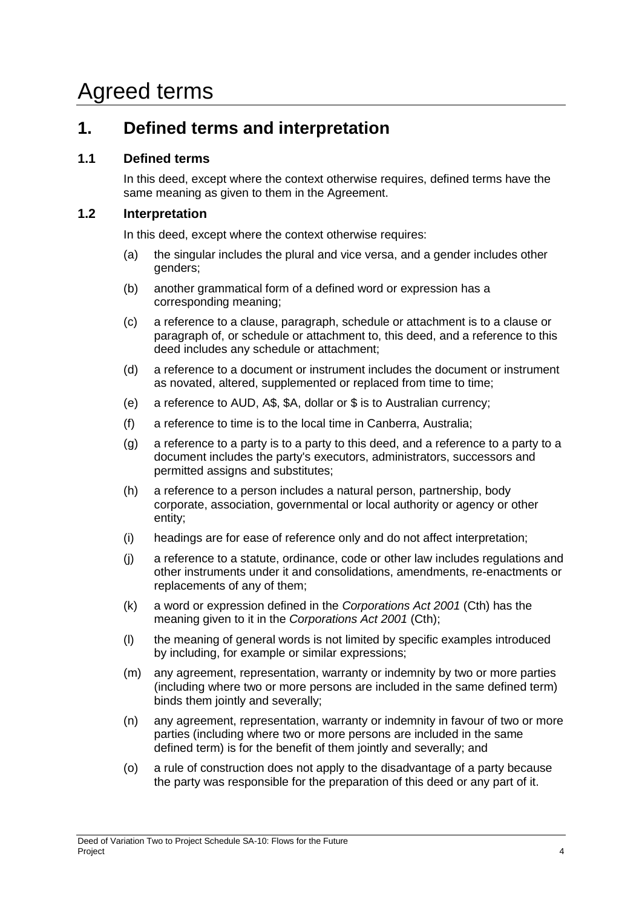# Agreed terms

## 1. Defined terms and interpretation

### 1.1 Defined terms

In this deed, except where the context otherwise requires, defined terms have the same meaning as given to them in the Agreement.

### 1.2 Interpretation

In this deed, except where the context otherwise requires:

(a) the singular includes the plural and vice versa, and a gender includes other genders;

(b) another grammatical form of a defined word or expression has a corresponding meaning;

(c) a reference to a clause, paragraph, schedule or attachment is to a clause or paragraph of, or schedule or attachment to, this deed, and a reference to this deed includes any schedule or attachment;

(d) a reference to a document or instrument includes the document or instrument as novated, altered, supplemented or replaced from time to time;

(e) a reference to AUD, A$, $A, dollar or $ is to Australian currency;

(f) a reference to time is to the local time in Canberra, Australia;

(g) a reference to a party is to a party to this deed, and a reference to a party to a document includes the party's executors, administrators, successors and permitted assigns and substitutes;

(h) a reference to a person includes a natural person, partnership, body corporate, association, governmental or local authority or agency or other entity;

(i) headings are for ease of reference only and do not affect interpretation;

(j) a reference to a statute, ordinance, code or other law includes regulations and other instruments under it and consolidations, amendments, re-enactments or replacements of any of them;

(k) a word or expression defined in the *Corporations Act 2001* (Cth) has the meaning given to it in the *Corporations Act 2001* (Cth);

(l) the meaning of general words is not limited by specific examples introduced by including, for example or similar expressions;

(m) any agreement, representation, warranty or indemnity by two or more parties (including where two or more persons are included in the same defined term) binds them jointly and severally;

(n) any agreement, representation, warranty or indemnity in favour of two or more parties (including where two or more persons are included in the same defined term) is for the benefit of them jointly and severally; and

(o) a rule of construction does not apply to the disadvantage of a party because the party was responsible for the preparation of this deed or any part of it.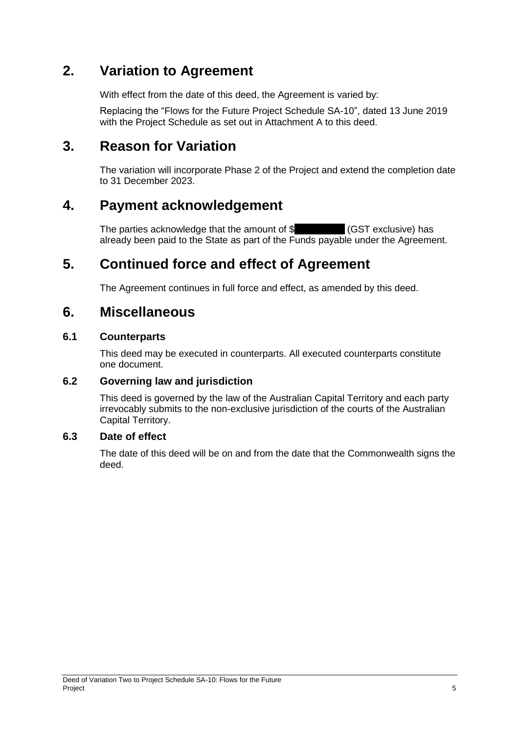## 2. Variation to Agreement

With effect from the date of this deed, the Agreement is varied by:

Replacing the "Flows for the Future Project Schedule SA-10", dated 13 June 2019 with the Project Schedule as set out in Attachment A to this deed.

## 3. Reason for Variation

The variation will incorporate Phase 2 of the Project and extend the completion date to 31 December 2023.

## 4. Payment acknowledgement

The parties acknowledge that the amount of $ (GST exclusive) has already been paid to the State as part of the Funds payable under the Agreement.

## 5. Continued force and effect of Agreement

The Agreement continues in full force and effect, as amended by this deed.

## 6. Miscellaneous

### 6.1 Counterparts

This deed may be executed in counterparts. All executed counterparts constitute one document.

### 6.2 Governing law and jurisdiction

This deed is governed by the law of the Australian Capital Territory and each party irrevocably submits to the non-exclusive jurisdiction of the courts of the Australian Capital Territory.

### 6.3 Date of effect

The date of this deed will be on and from the date that the Commonwealth signs the deed.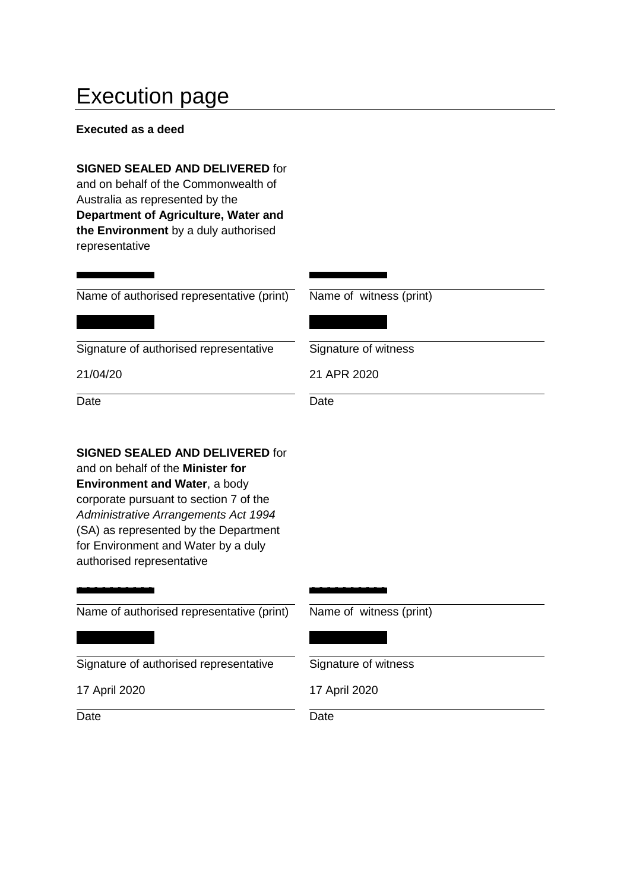# Execution page

**Executed as a deed**

**SIGNED SEALED AND DELIVERED** for and on behalf of the Commonwealth of Australia as represented by the **Department of Agriculture, Water and the Environment** by a duly authorised representative

| | |
|---|---|
| Name of authorised representative (print) | Name of witness (print) |
| Signature of authorised representative | Signature of witness |
| 21/04/20 | 21 APR 2020 |
| Date | Date |

**SIGNED SEALED AND DELIVERED** for and on behalf of the **Minister for Environment and Water**, a body corporate pursuant to section 7 of the *Administrative Arrangements Act 1994* (SA) as represented by the Department for Environment and Water by a duly authorised representative

| | |
|---|---|
| Name of authorised representative (print) | Name of witness (print) |
| Signature of authorised representative | Signature of witness |
| 17 April 2020 | 17 April 2020 |
| Date | Date |